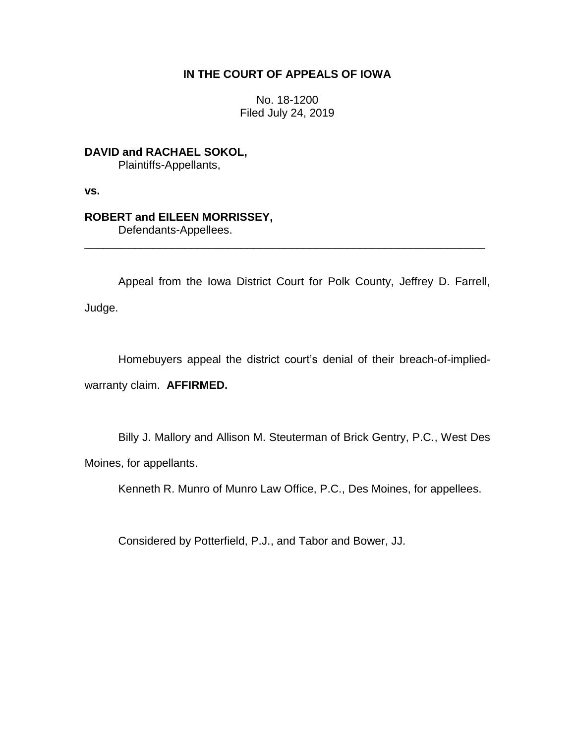**IN THE COURT OF APPEALS OF IOWA**

No. 18-1200
Filed July 24, 2019

**DAVID and RACHAEL SOKOL,**
Plaintiffs-Appellants,

**vs.**

**ROBERT and EILEEN MORRISSEY,**
Defendants-Appellees.

---

Appeal from the Iowa District Court for Polk County, Jeffrey D. Farrell, Judge.

Homebuyers appeal the district court's denial of their breach-of-implied-warranty claim. **AFFIRMED.**

Billy J. Mallory and Allison M. Steuterman of Brick Gentry, P.C., West Des Moines, for appellants.

Kenneth R. Munro of Munro Law Office, P.C., Des Moines, for appellees.

Considered by Potterfield, P.J., and Tabor and Bower, JJ.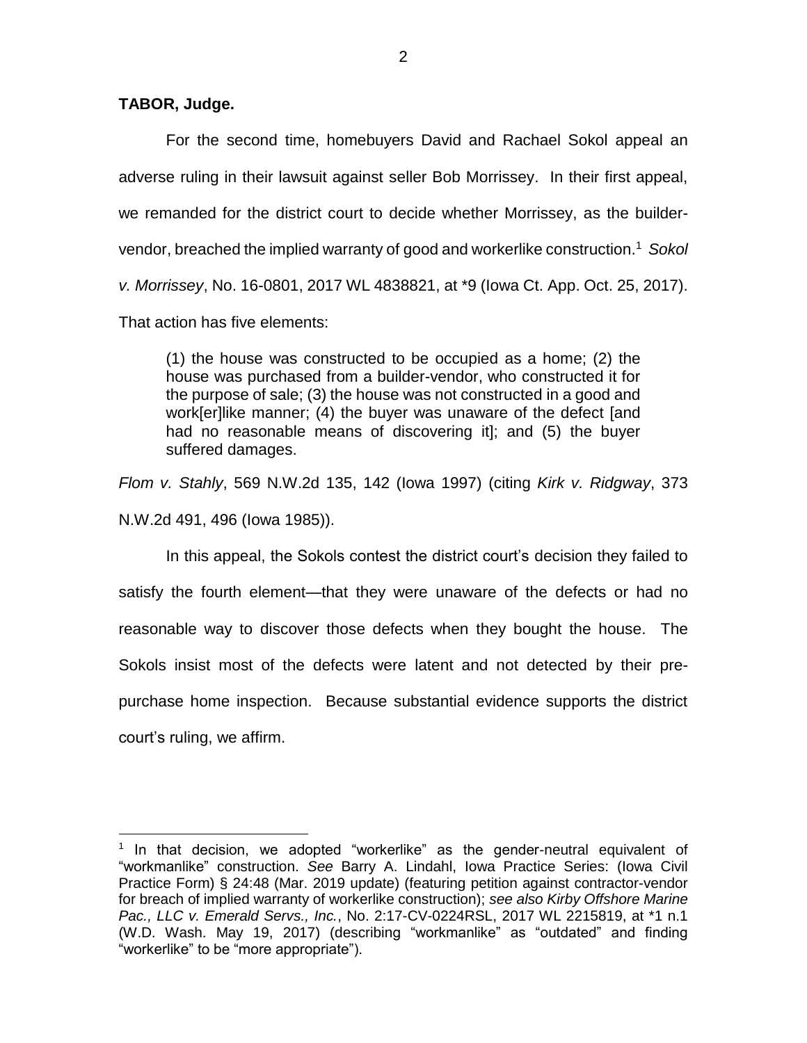**TABOR, Judge.**

For the second time, homebuyers David and Rachael Sokol appeal an adverse ruling in their lawsuit against seller Bob Morrissey. In their first appeal, we remanded for the district court to decide whether Morrissey, as the builder-vendor, breached the implied warranty of good and workerlike construction.[1] *Sokol v. Morrissey*, No. 16-0801, 2017 WL 4838821, at *9 (Iowa Ct. App. Oct. 25, 2017). That action has five elements:

> (1) the house was constructed to be occupied as a home; (2) the house was purchased from a builder-vendor, who constructed it for the purpose of sale; (3) the house was not constructed in a good and work[er]like manner; (4) the buyer was unaware of the defect [and had no reasonable means of discovering it]; and (5) the buyer suffered damages.

*Flom v. Stahly*, 569 N.W.2d 135, 142 (Iowa 1997) (citing *Kirk v. Ridgway*, 373 N.W.2d 491, 496 (Iowa 1985)).

In this appeal, the Sokols contest the district court's decision they failed to satisfy the fourth element—that they were unaware of the defects or had no reasonable way to discover those defects when they bought the house. The Sokols insist most of the defects were latent and not detected by their pre-purchase home inspection. Because substantial evidence supports the district court's ruling, we affirm.

---

[1] In that decision, we adopted "workerlike" as the gender-neutral equivalent of "workmanlike" construction. *See* Barry A. Lindahl, Iowa Practice Series: (Iowa Civil Practice Form) § 24:48 (Mar. 2019 update) (featuring petition against contractor-vendor for breach of implied warranty of workerlike construction); *see also Kirby Offshore Marine Pac., LLC v. Emerald Servs., Inc.*, No. 2:17-CV-0224RSL, 2017 WL 2215819, at *1 n.1 (W.D. Wash. May 19, 2017) (describing "workmanlike" as "outdated" and finding "workerlike" to be "more appropriate").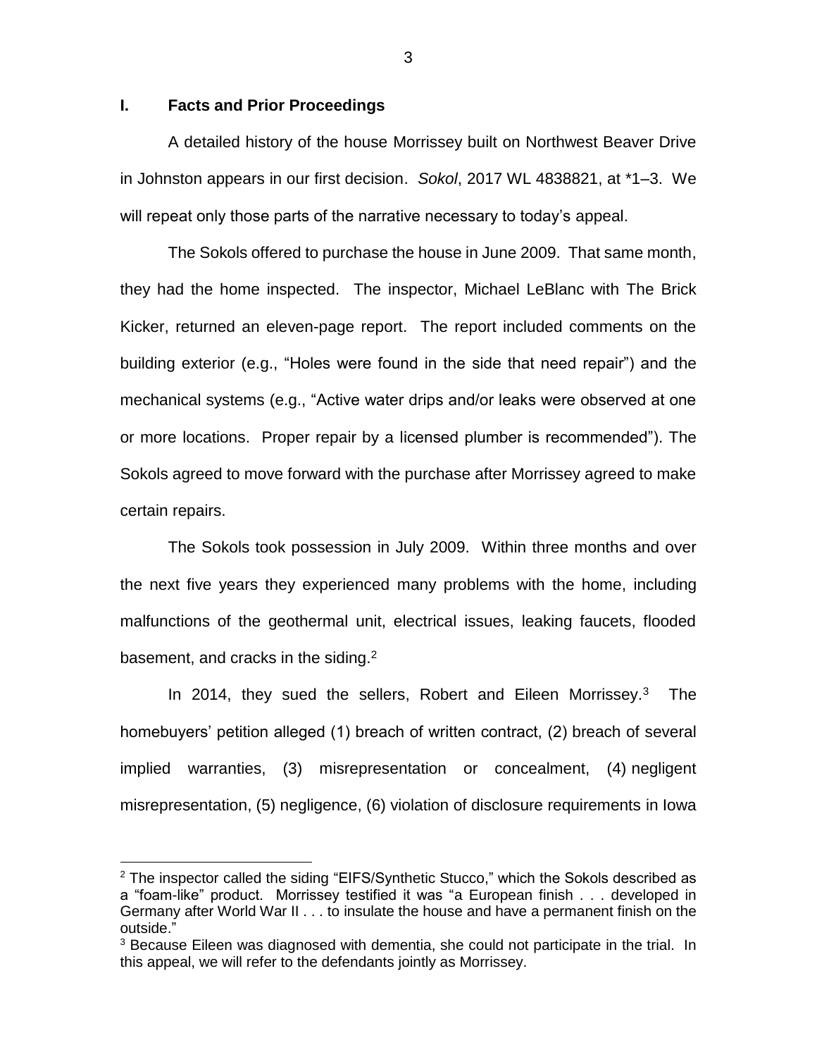## I. Facts and Prior Proceedings

A detailed history of the house Morrissey built on Northwest Beaver Drive in Johnston appears in our first decision. *Sokol*, 2017 WL 4838821, at *1–3. We will repeat only those parts of the narrative necessary to today's appeal.

The Sokols offered to purchase the house in June 2009. That same month, they had the home inspected. The inspector, Michael LeBlanc with The Brick Kicker, returned an eleven-page report. The report included comments on the building exterior (e.g., "Holes were found in the side that need repair") and the mechanical systems (e.g., "Active water drips and/or leaks were observed at one or more locations. Proper repair by a licensed plumber is recommended"). The Sokols agreed to move forward with the purchase after Morrissey agreed to make certain repairs.

The Sokols took possession in July 2009. Within three months and over the next five years they experienced many problems with the home, including malfunctions of the geothermal unit, electrical issues, leaking faucets, flooded basement, and cracks in the siding.[2]

In 2014, they sued the sellers, Robert and Eileen Morrissey.[3] The homebuyers' petition alleged (1) breach of written contract, (2) breach of several implied warranties, (3) misrepresentation or concealment, (4) negligent misrepresentation, (5) negligence, (6) violation of disclosure requirements in Iowa

[2] The inspector called the siding "EIFS/Synthetic Stucco," which the Sokols described as a "foam-like" product. Morrissey testified it was "a European finish . . . developed in Germany after World War II . . . to insulate the house and have a permanent finish on the outside."

[3] Because Eileen was diagnosed with dementia, she could not participate in the trial. In this appeal, we will refer to the defendants jointly as Morrissey.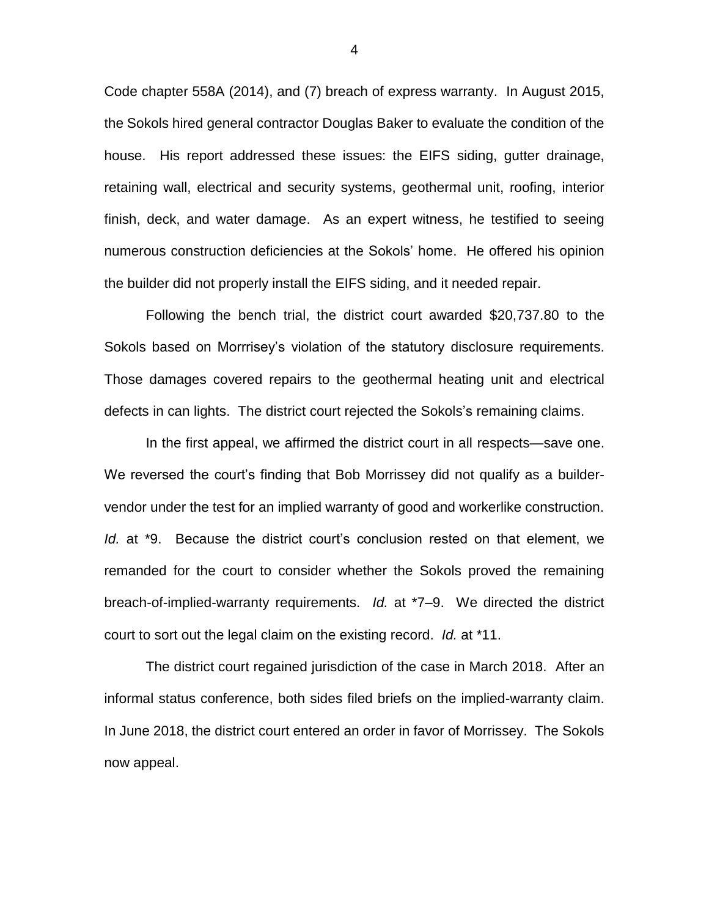Code chapter 558A (2014), and (7) breach of express warranty. In August 2015, the Sokols hired general contractor Douglas Baker to evaluate the condition of the house. His report addressed these issues: the EIFS siding, gutter drainage, retaining wall, electrical and security systems, geothermal unit, roofing, interior finish, deck, and water damage. As an expert witness, he testified to seeing numerous construction deficiencies at the Sokols' home. He offered his opinion the builder did not properly install the EIFS siding, and it needed repair.

Following the bench trial, the district court awarded $20,737.80 to the Sokols based on Morrrisey's violation of the statutory disclosure requirements. Those damages covered repairs to the geothermal heating unit and electrical defects in can lights. The district court rejected the Sokols's remaining claims.

In the first appeal, we affirmed the district court in all respects—save one. We reversed the court's finding that Bob Morrissey did not qualify as a builder-vendor under the test for an implied warranty of good and workerlike construction. *Id.* at *9. Because the district court's conclusion rested on that element, we remanded for the court to consider whether the Sokols proved the remaining breach-of-implied-warranty requirements. *Id.* at *7–9. We directed the district court to sort out the legal claim on the existing record. *Id.* at *11.

The district court regained jurisdiction of the case in March 2018. After an informal status conference, both sides filed briefs on the implied-warranty claim. In June 2018, the district court entered an order in favor of Morrissey. The Sokols now appeal.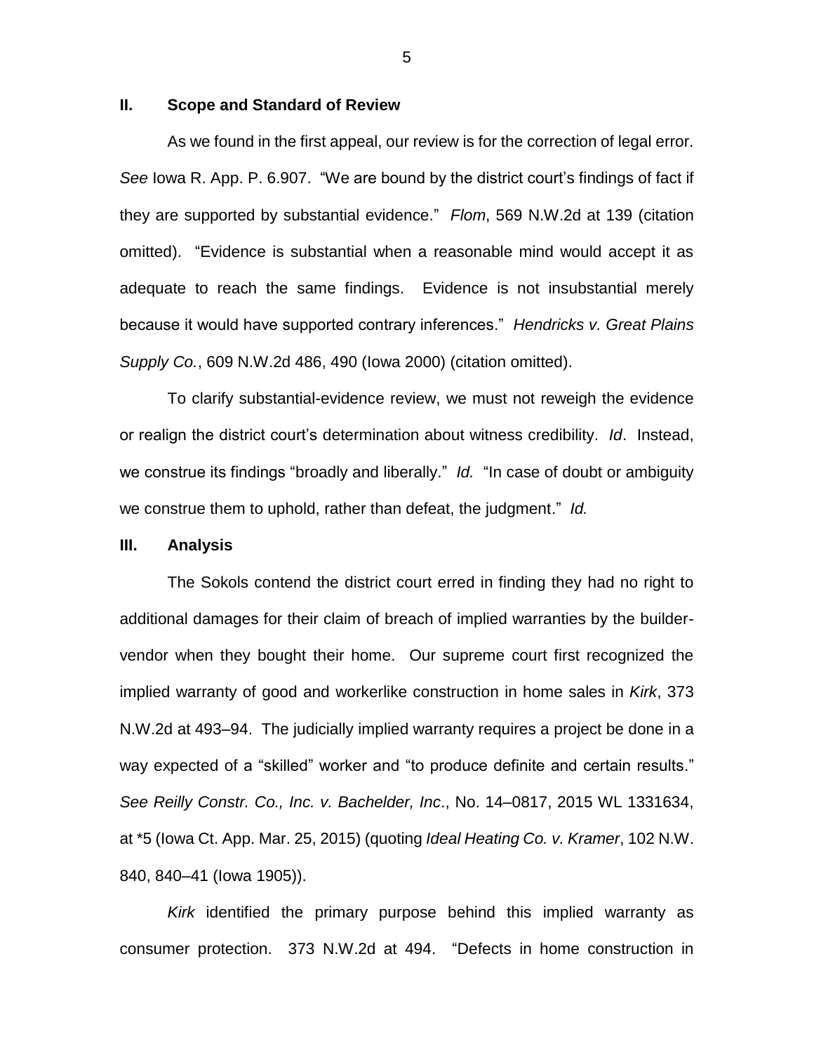## II. Scope and Standard of Review

As we found in the first appeal, our review is for the correction of legal error. *See* Iowa R. App. P. 6.907. "We are bound by the district court's findings of fact if they are supported by substantial evidence." *Flom*, 569 N.W.2d at 139 (citation omitted). "Evidence is substantial when a reasonable mind would accept it as adequate to reach the same findings. Evidence is not insubstantial merely because it would have supported contrary inferences." *Hendricks v. Great Plains Supply Co.*, 609 N.W.2d 486, 490 (Iowa 2000) (citation omitted).

To clarify substantial-evidence review, we must not reweigh the evidence or realign the district court's determination about witness credibility. *Id*. Instead, we construe its findings "broadly and liberally." *Id.* "In case of doubt or ambiguity we construe them to uphold, rather than defeat, the judgment." *Id.*

## III. Analysis

The Sokols contend the district court erred in finding they had no right to additional damages for their claim of breach of implied warranties by the builder-vendor when they bought their home. Our supreme court first recognized the implied warranty of good and workerlike construction in home sales in *Kirk*, 373 N.W.2d at 493–94. The judicially implied warranty requires a project be done in a way expected of a "skilled" worker and "to produce definite and certain results." *See Reilly Constr. Co., Inc. v. Bachelder, Inc*., No. 14–0817, 2015 WL 1331634, at *5 (Iowa Ct. App. Mar. 25, 2015) (quoting *Ideal Heating Co. v. Kramer*, 102 N.W. 840, 840–41 (Iowa 1905)).

*Kirk* identified the primary purpose behind this implied warranty as consumer protection. 373 N.W.2d at 494. "Defects in home construction in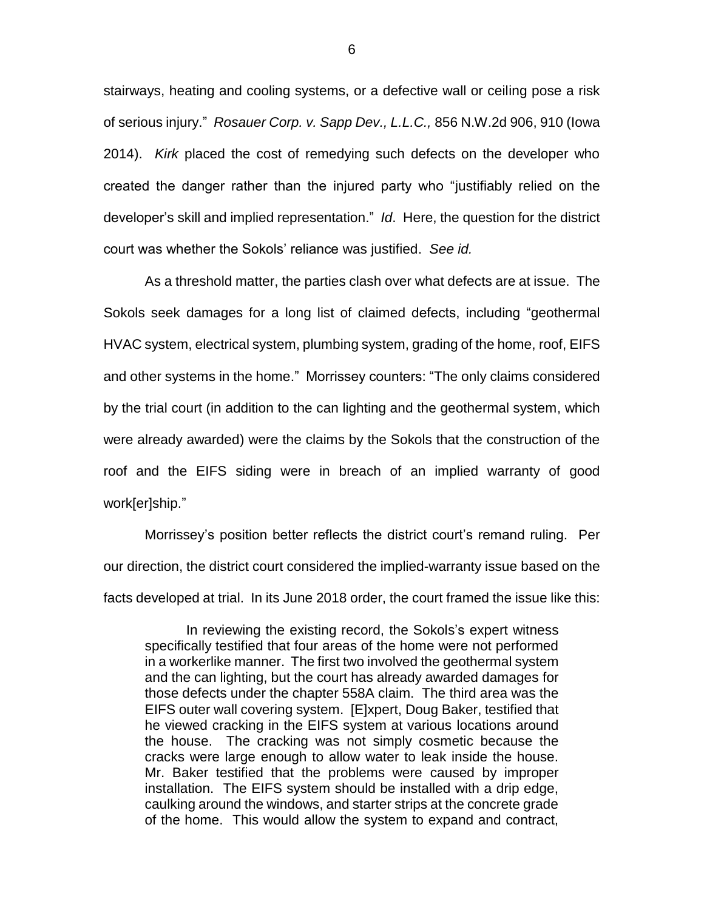stairways, heating and cooling systems, or a defective wall or ceiling pose a risk of serious injury." *Rosauer Corp. v. Sapp Dev., L.L.C.,* 856 N.W.2d 906, 910 (Iowa 2014). *Kirk* placed the cost of remedying such defects on the developer who created the danger rather than the injured party who "justifiably relied on the developer's skill and implied representation." *Id*. Here, the question for the district court was whether the Sokols' reliance was justified. *See id.*

As a threshold matter, the parties clash over what defects are at issue. The Sokols seek damages for a long list of claimed defects, including "geothermal HVAC system, electrical system, plumbing system, grading of the home, roof, EIFS and other systems in the home." Morrissey counters: "The only claims considered by the trial court (in addition to the can lighting and the geothermal system, which were already awarded) were the claims by the Sokols that the construction of the roof and the EIFS siding were in breach of an implied warranty of good work[er]ship."

Morrissey's position better reflects the district court's remand ruling. Per our direction, the district court considered the implied-warranty issue based on the facts developed at trial. In its June 2018 order, the court framed the issue like this:

> In reviewing the existing record, the Sokols's expert witness specifically testified that four areas of the home were not performed in a workerlike manner. The first two involved the geothermal system and the can lighting, but the court has already awarded damages for those defects under the chapter 558A claim. The third area was the EIFS outer wall covering system. [E]xpert, Doug Baker, testified that he viewed cracking in the EIFS system at various locations around the house. The cracking was not simply cosmetic because the cracks were large enough to allow water to leak inside the house. Mr. Baker testified that the problems were caused by improper installation. The EIFS system should be installed with a drip edge, caulking around the windows, and starter strips at the concrete grade of the home. This would allow the system to expand and contract,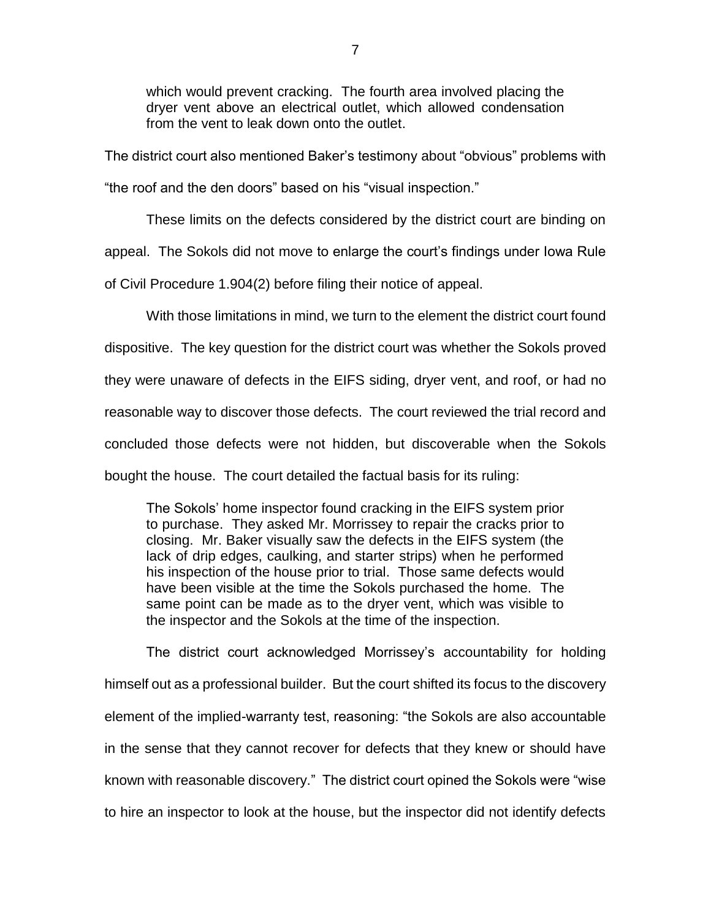> which would prevent cracking. The fourth area involved placing the dryer vent above an electrical outlet, which allowed condensation from the vent to leak down onto the outlet.

The district court also mentioned Baker's testimony about "obvious" problems with "the roof and the den doors" based on his "visual inspection."

These limits on the defects considered by the district court are binding on appeal. The Sokols did not move to enlarge the court's findings under Iowa Rule of Civil Procedure 1.904(2) before filing their notice of appeal.

With those limitations in mind, we turn to the element the district court found dispositive. The key question for the district court was whether the Sokols proved they were unaware of defects in the EIFS siding, dryer vent, and roof, or had no reasonable way to discover those defects. The court reviewed the trial record and concluded those defects were not hidden, but discoverable when the Sokols bought the house. The court detailed the factual basis for its ruling:

> The Sokols' home inspector found cracking in the EIFS system prior to purchase. They asked Mr. Morrissey to repair the cracks prior to closing. Mr. Baker visually saw the defects in the EIFS system (the lack of drip edges, caulking, and starter strips) when he performed his inspection of the house prior to trial. Those same defects would have been visible at the time the Sokols purchased the home. The same point can be made as to the dryer vent, which was visible to the inspector and the Sokols at the time of the inspection.

The district court acknowledged Morrissey's accountability for holding himself out as a professional builder. But the court shifted its focus to the discovery element of the implied-warranty test, reasoning: "the Sokols are also accountable in the sense that they cannot recover for defects that they knew or should have known with reasonable discovery." The district court opined the Sokols were "wise to hire an inspector to look at the house, but the inspector did not identify defects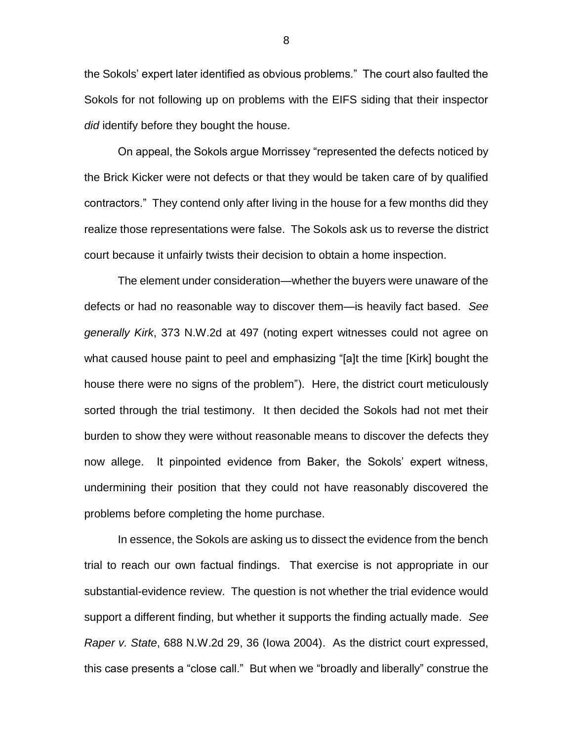the Sokols' expert later identified as obvious problems." The court also faulted the Sokols for not following up on problems with the EIFS siding that their inspector *did* identify before they bought the house.

On appeal, the Sokols argue Morrissey "represented the defects noticed by the Brick Kicker were not defects or that they would be taken care of by qualified contractors." They contend only after living in the house for a few months did they realize those representations were false. The Sokols ask us to reverse the district court because it unfairly twists their decision to obtain a home inspection.

The element under consideration—whether the buyers were unaware of the defects or had no reasonable way to discover them—is heavily fact based. *See generally Kirk*, 373 N.W.2d at 497 (noting expert witnesses could not agree on what caused house paint to peel and emphasizing "[a]t the time [Kirk] bought the house there were no signs of the problem"). Here, the district court meticulously sorted through the trial testimony. It then decided the Sokols had not met their burden to show they were without reasonable means to discover the defects they now allege. It pinpointed evidence from Baker, the Sokols' expert witness, undermining their position that they could not have reasonably discovered the problems before completing the home purchase.

In essence, the Sokols are asking us to dissect the evidence from the bench trial to reach our own factual findings. That exercise is not appropriate in our substantial-evidence review. The question is not whether the trial evidence would support a different finding, but whether it supports the finding actually made. *See Raper v. State*, 688 N.W.2d 29, 36 (Iowa 2004). As the district court expressed, this case presents a "close call." But when we "broadly and liberally" construe the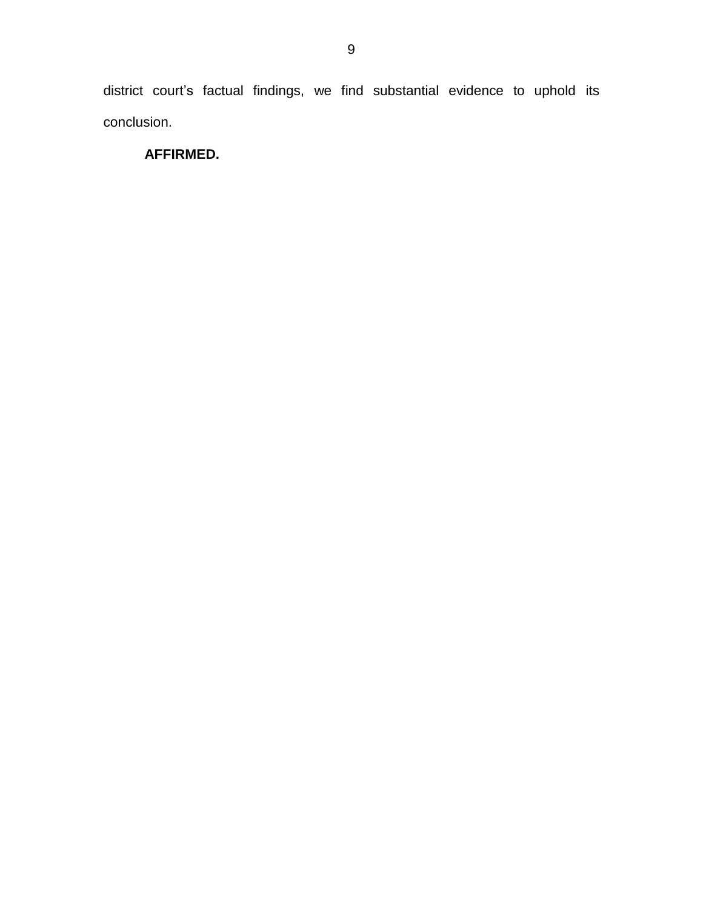district court's factual findings, we find substantial evidence to uphold its conclusion.

**AFFIRMED.**